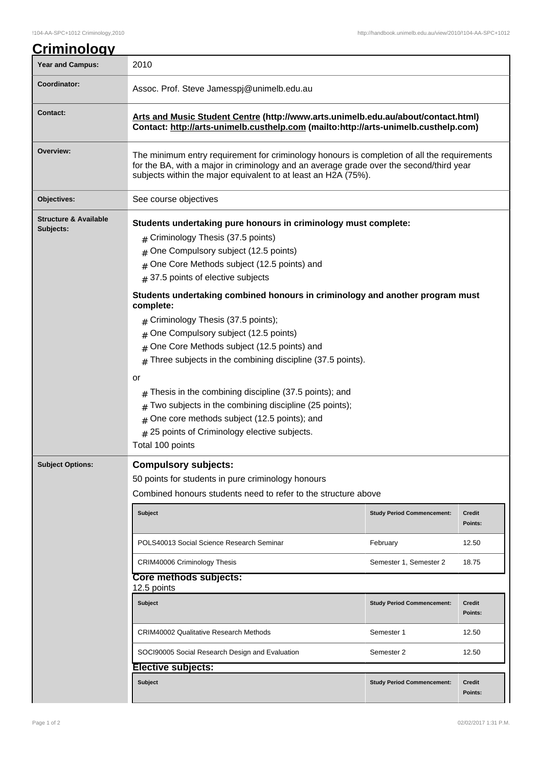# Criminology

| Year and Campus: | 2010 |
|---|---|
| Coordinator: | Assoc. Prof. Steve Jamesspj@unimelb.edu.au |
| Contact: | **Arts and Music Student Centre (http://www.arts.unimelb.edu.au/about/contact.html) Contact: http://arts-unimelb.custhelp.com (mailto:http://arts-unimelb.custhelp.com)** |
| Overview: | The minimum entry requirement for criminology honours is completion of all the requirements for the BA, with a major in criminology and an average grade over the second/third year subjects within the major equivalent to at least an H2A (75%). |
| Objectives: | See course objectives |

## Structure & Available Subjects:

**Students undertaking pure honours in criminology must complete:**

- Criminology Thesis (37.5 points)
- One Compulsory subject (12.5 points)
- One Core Methods subject (12.5 points) and
- 37.5 points of elective subjects

**Students undertaking combined honours in criminology and another program must complete:**

- Criminology Thesis (37.5 points);
- One Compulsory subject (12.5 points)
- One Core Methods subject (12.5 points) and
- Three subjects in the combining discipline (37.5 points).

or

- Thesis in the combining discipline (37.5 points); and
- Two subjects in the combining discipline (25 points);
- One core methods subject (12.5 points); and
- 25 points of Criminology elective subjects.

Total 100 points

## Subject Options:

### Compulsory subjects:

50 points for students in pure criminology honours

Combined honours students need to refer to the structure above

| Subject | Study Period Commencement: | Credit Points: |
|---|---|---|
| POLS40013 Social Science Research Seminar | February | 12.50 |
| CRIM40006 Criminology Thesis | Semester 1, Semester 2 | 18.75 |

### Core methods subjects:

12.5 points

| Subject | Study Period Commencement: | Credit Points: |
|---|---|---|
| CRIM40002 Qualitative Research Methods | Semester 1 | 12.50 |
| SOCI90005 Social Research Design and Evaluation | Semester 2 | 12.50 |

### Elective subjects:

| Subject | Study Period Commencement: | Credit Points: |
|---|---|---|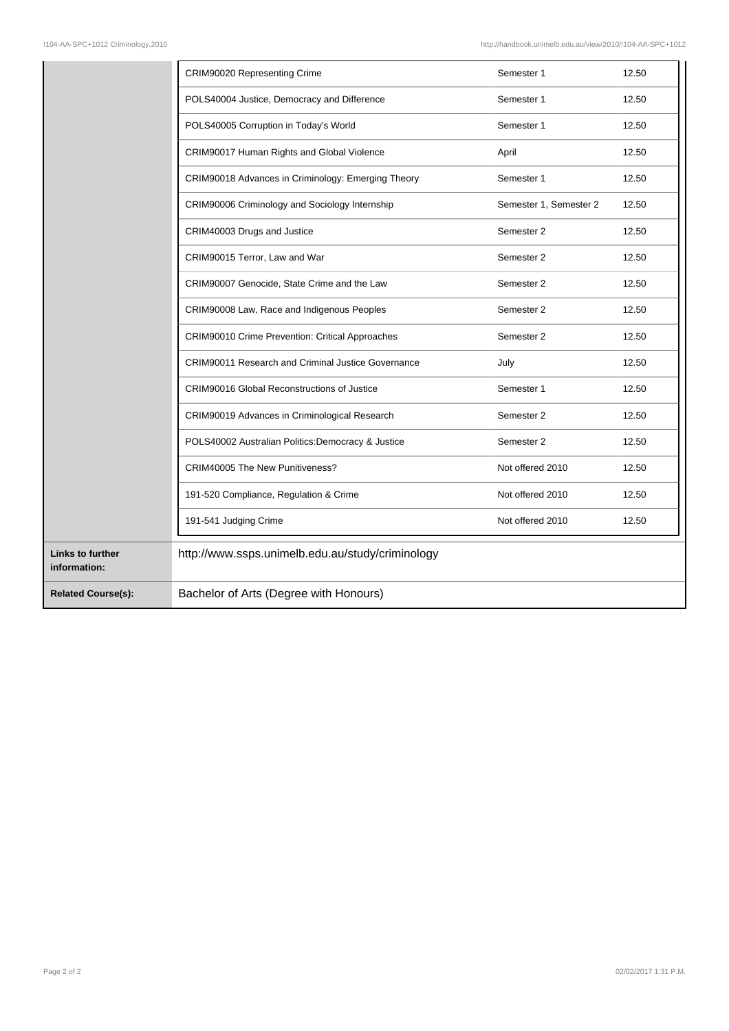| | | | |
|---|---|---|---|
| | CRIM90020 Representing Crime | Semester 1 | 12.50 |
| | POLS40004 Justice, Democracy and Difference | Semester 1 | 12.50 |
| | POLS40005 Corruption in Today's World | Semester 1 | 12.50 |
| | CRIM90017 Human Rights and Global Violence | April | 12.50 |
| | CRIM90018 Advances in Criminology: Emerging Theory | Semester 1 | 12.50 |
| | CRIM90006 Criminology and Sociology Internship | Semester 1, Semester 2 | 12.50 |
| | CRIM40003 Drugs and Justice | Semester 2 | 12.50 |
| | CRIM90015 Terror, Law and War | Semester 2 | 12.50 |
| | CRIM90007 Genocide, State Crime and the Law | Semester 2 | 12.50 |
| | CRIM90008 Law, Race and Indigenous Peoples | Semester 2 | 12.50 |
| | CRIM90010 Crime Prevention: Critical Approaches | Semester 2 | 12.50 |
| | CRIM90011 Research and Criminal Justice Governance | July | 12.50 |
| | CRIM90016 Global Reconstructions of Justice | Semester 1 | 12.50 |
| | CRIM90019 Advances in Criminological Research | Semester 2 | 12.50 |
| | POLS40002 Australian Politics:Democracy & Justice | Semester 2 | 12.50 |
| | CRIM40005 The New Punitiveness? | Not offered 2010 | 12.50 |
| | 191-520 Compliance, Regulation & Crime | Not offered 2010 | 12.50 |
| | 191-541 Judging Crime | Not offered 2010 | 12.50 |
| **Links to further information:** | http://www.ssps.unimelb.edu.au/study/criminology | | |
| **Related Course(s):** | Bachelor of Arts (Degree with Honours) | | |